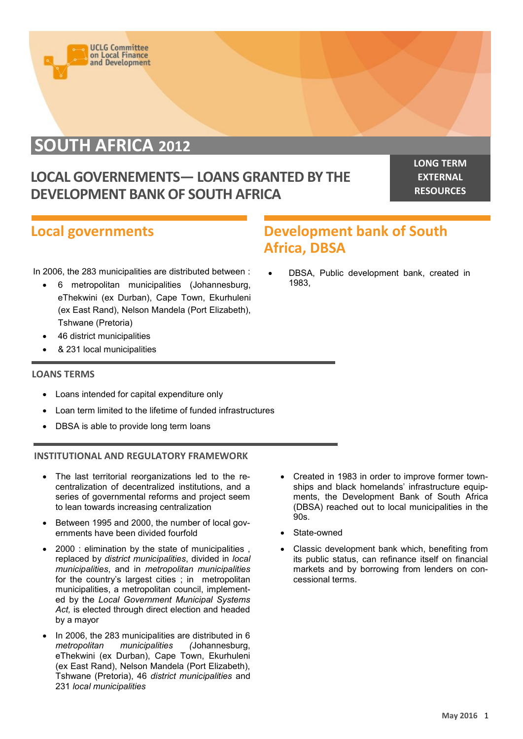UCLG Committee on Local Finance and Development

# SOUTH AFRICA 2012

## LOCAL GOVERNEMENTS— LOANS GRANTED BY THE DEVELOPMENT BANK OF SOUTH AFRICA

**LONG TERM EXTERNAL RESOURCES**

## Local governments

In 2006, the 283 municipalities are distributed between :

- 6 metropolitan municipalities (Johannesburg, eThekwini (ex Durban), Cape Town, Ekurhuleni (ex East Rand), Nelson Mandela (Port Elizabeth), Tshwane (Pretoria)
- 46 district municipalities
- & 231 local municipalities

## Development bank of South Africa, DBSA

- DBSA, Public development bank, created in 1983,

### LOANS TERMS

- Loans intended for capital expenditure only
- Loan term limited to the lifetime of funded infrastructures
- DBSA is able to provide long term loans

### INSTITUTIONAL AND REGULATORY FRAMEWORK

- The last territorial reorganizations led to the re-centralization of decentralized institutions, and a series of governmental reforms and project seem to lean towards increasing centralization
- Between 1995 and 2000, the number of local governments have been divided fourfold
- 2000 : elimination by the state of municipalities , replaced by *district municipalities*, divided in *local municipalities*, and in *metropolitan municipalities* for the country's largest cities ; in metropolitan municipalities, a metropolitan council, implemented by the *Local Government Municipal Systems Act,* is elected through direct election and headed by a mayor
- In 2006, the 283 municipalities are distributed in 6 *metropolitan municipalities (*Johannesburg, eThekwini (ex Durban), Cape Town, Ekurhuleni (ex East Rand), Nelson Mandela (Port Elizabeth), Tshwane (Pretoria), 46 *district municipalities* and 231 *local municipalities*

- Created in 1983 in order to improve former townships and black homelands' infrastructure equipments, the Development Bank of South Africa (DBSA) reached out to local municipalities in the 90s.
- State-owned
- Classic development bank which, benefiting from its public status, can refinance itself on financial markets and by borrowing from lenders on concessional terms.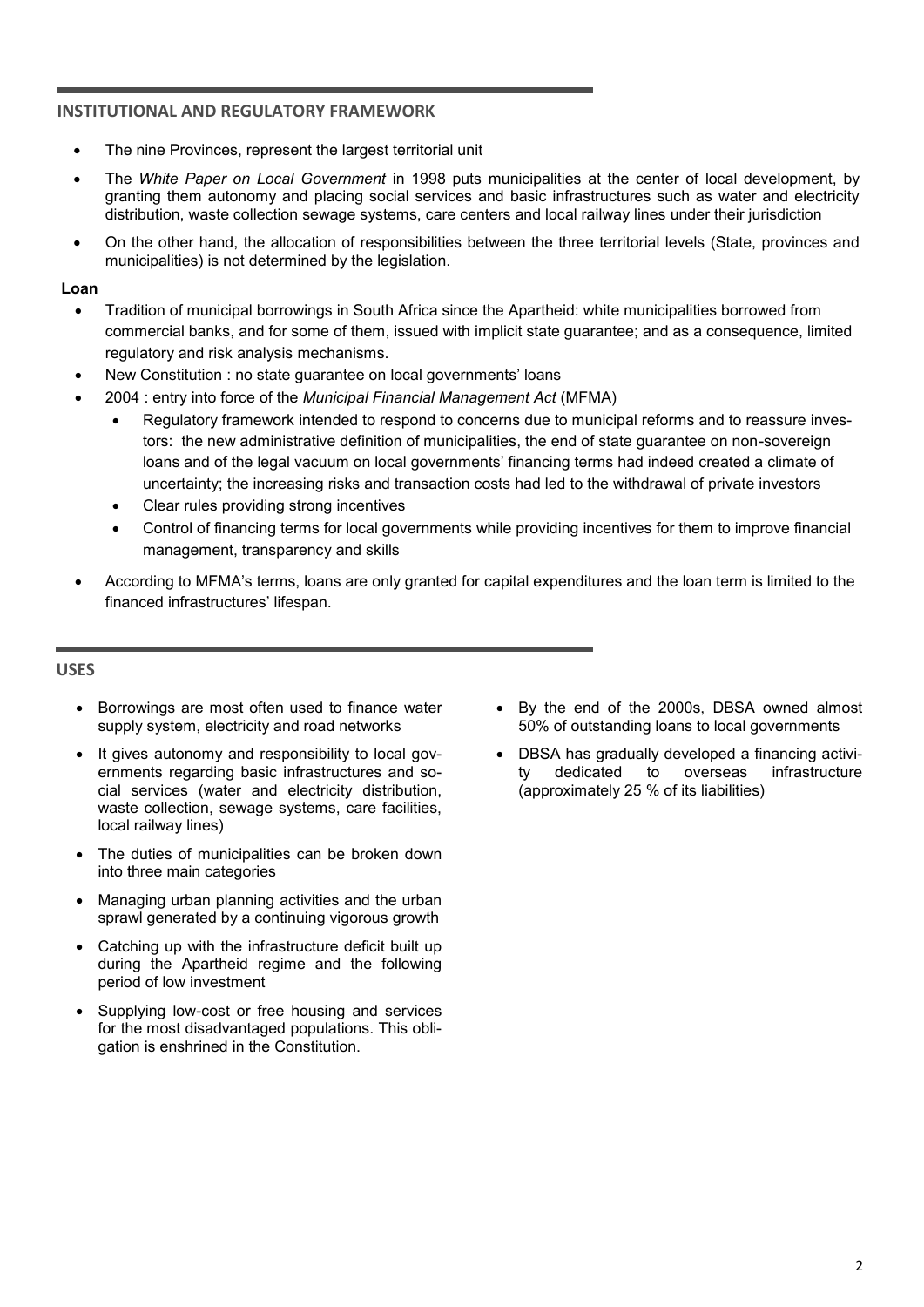## INSTITUTIONAL AND REGULATORY FRAMEWORK

- The nine Provinces, represent the largest territorial unit
- The *White Paper on Local Government* in 1998 puts municipalities at the center of local development, by granting them autonomy and placing social services and basic infrastructures such as water and electricity distribution, waste collection sewage systems, care centers and local railway lines under their jurisdiction
- On the other hand, the allocation of responsibilities between the three territorial levels (State, provinces and municipalities) is not determined by the legislation.

**Loan**

- Tradition of municipal borrowings in South Africa since the Apartheid: white municipalities borrowed from commercial banks, and for some of them, issued with implicit state guarantee; and as a consequence, limited regulatory and risk analysis mechanisms.
- New Constitution : no state guarantee on local governments' loans
- 2004 : entry into force of the *Municipal Financial Management Act* (MFMA)
  - Regulatory framework intended to respond to concerns due to municipal reforms and to reassure investors: the new administrative definition of municipalities, the end of state guarantee on non-sovereign loans and of the legal vacuum on local governments' financing terms had indeed created a climate of uncertainty; the increasing risks and transaction costs had led to the withdrawal of private investors
  - Clear rules providing strong incentives
  - Control of financing terms for local governments while providing incentives for them to improve financial management, transparency and skills
- According to MFMA's terms, loans are only granted for capital expenditures and the loan term is limited to the financed infrastructures' lifespan.

## USES

- Borrowings are most often used to finance water supply system, electricity and road networks
- It gives autonomy and responsibility to local governments regarding basic infrastructures and social services (water and electricity distribution, waste collection, sewage systems, care facilities, local railway lines)
- The duties of municipalities can be broken down into three main categories
- Managing urban planning activities and the urban sprawl generated by a continuing vigorous growth
- Catching up with the infrastructure deficit built up during the Apartheid regime and the following period of low investment
- Supplying low-cost or free housing and services for the most disadvantaged populations. This obligation is enshrined in the Constitution.
- By the end of the 2000s, DBSA owned almost 50% of outstanding loans to local governments
- DBSA has gradually developed a financing activity dedicated to overseas infrastructure (approximately 25 % of its liabilities)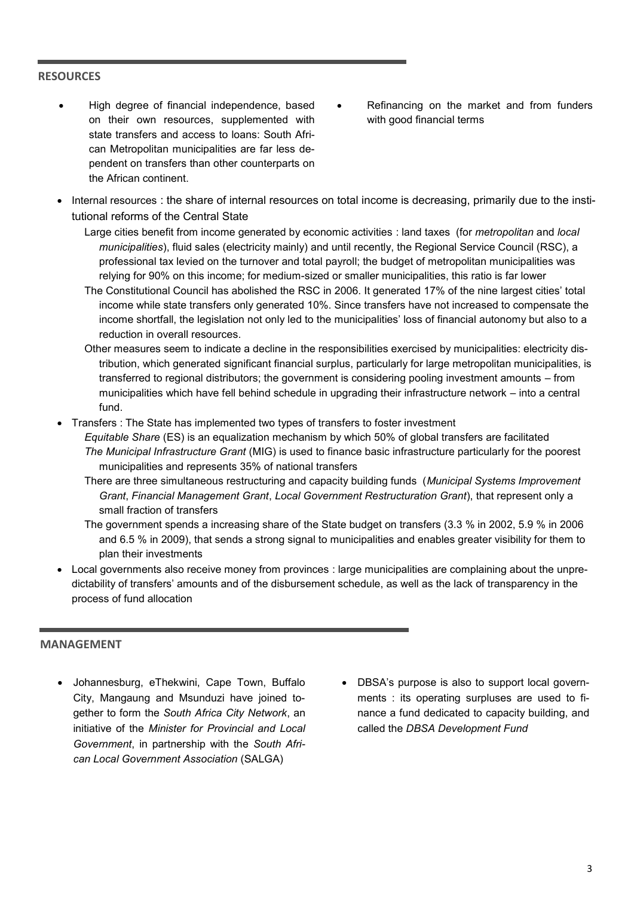## RESOURCES

- High degree of financial independence, based on their own resources, supplemented with state transfers and access to loans: South African Metropolitan municipalities are far less dependent on transfers than other counterparts on the African continent.
- Refinancing on the market and from funders with good financial terms

- Internal resources : the share of internal resources on total income is decreasing, primarily due to the institutional reforms of the Central State
  - Large cities benefit from income generated by economic activities : land taxes (for *metropolitan* and *local municipalities*), fluid sales (electricity mainly) and until recently, the Regional Service Council (RSC), a professional tax levied on the turnover and total payroll; the budget of metropolitan municipalities was relying for 90% on this income; for medium-sized or smaller municipalities, this ratio is far lower
  - The Constitutional Council has abolished the RSC in 2006. It generated 17% of the nine largest cities' total income while state transfers only generated 10%. Since transfers have not increased to compensate the income shortfall, the legislation not only led to the municipalities' loss of financial autonomy but also to a reduction in overall resources.
  - Other measures seem to indicate a decline in the responsibilities exercised by municipalities: electricity distribution, which generated significant financial surplus, particularly for large metropolitan municipalities, is transferred to regional distributors; the government is considering pooling investment amounts – from municipalities which have fell behind schedule in upgrading their infrastructure network – into a central fund.
- Transfers : The State has implemented two types of transfers to foster investment
  - *Equitable Share* (ES) is an equalization mechanism by which 50% of global transfers are facilitated
  - *The Municipal Infrastructure Grant* (MIG) is used to finance basic infrastructure particularly for the poorest municipalities and represents 35% of national transfers
  - There are three simultaneous restructuring and capacity building funds (*Municipal Systems Improvement Grant*, *Financial Management Grant*, *Local Government Restructuration Grant*), that represent only a small fraction of transfers
  - The government spends a increasing share of the State budget on transfers (3.3 % in 2002, 5.9 % in 2006 and 6.5 % in 2009), that sends a strong signal to municipalities and enables greater visibility for them to plan their investments
- Local governments also receive money from provinces : large municipalities are complaining about the unpredictability of transfers' amounts and of the disbursement schedule, as well as the lack of transparency in the process of fund allocation

## MANAGEMENT

- Johannesburg, eThekwini, Cape Town, Buffalo City, Mangaung and Msunduzi have joined together to form the *South Africa City Network*, an initiative of the *Minister for Provincial and Local Government*, in partnership with the *South African Local Government Association* (SALGA)
- DBSA's purpose is also to support local governments : its operating surpluses are used to finance a fund dedicated to capacity building, and called the *DBSA Development Fund*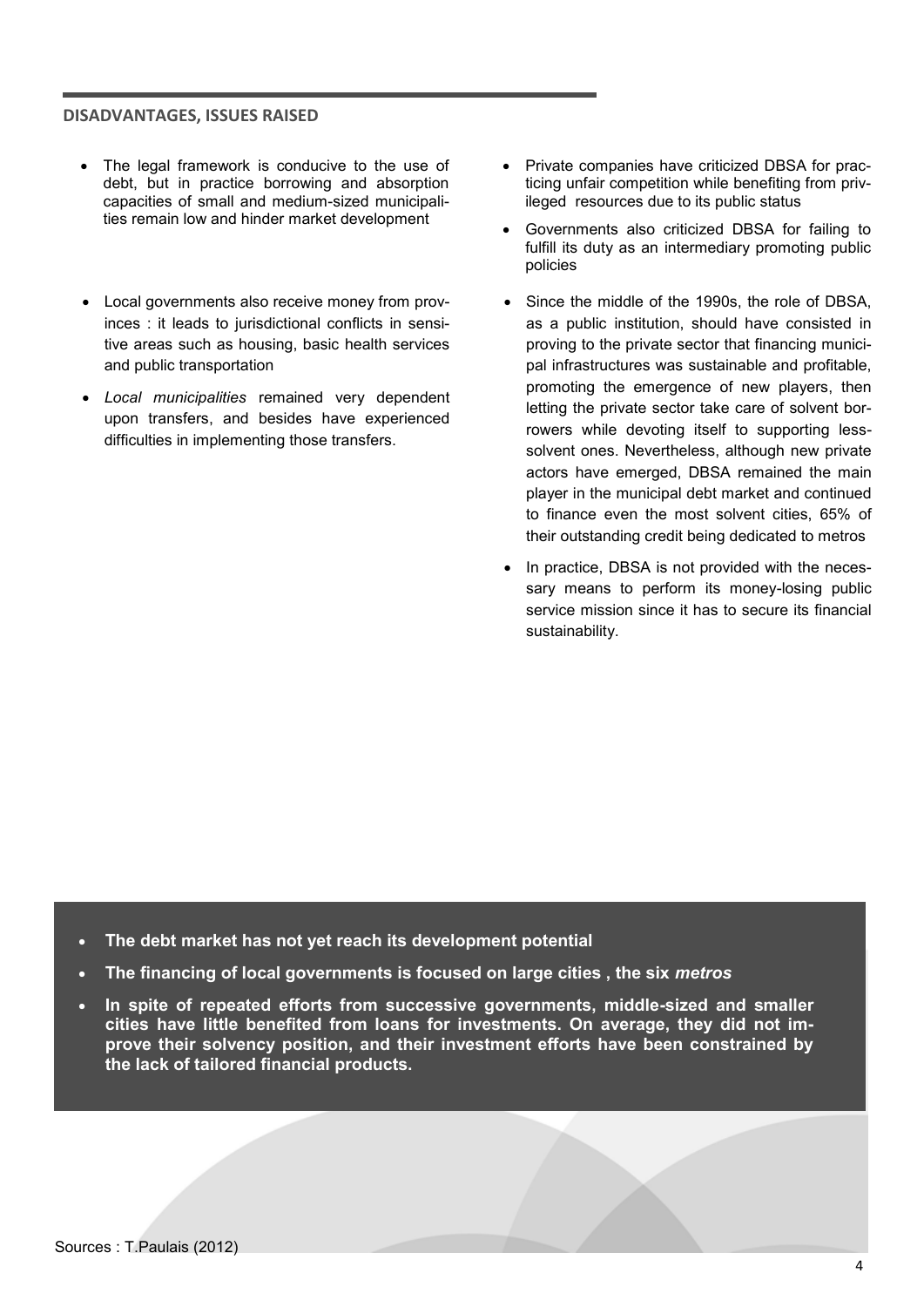## DISADVANTAGES, ISSUES RAISED

- The legal framework is conducive to the use of debt, but in practice borrowing and absorption capacities of small and medium-sized municipalities remain low and hinder market development
- Local governments also receive money from provinces : it leads to jurisdictional conflicts in sensitive areas such as housing, basic health services and public transportation
- *Local municipalities* remained very dependent upon transfers, and besides have experienced difficulties in implementing those transfers.
- Private companies have criticized DBSA for practicing unfair competition while benefiting from privileged resources due to its public status
- Governments also criticized DBSA for failing to fulfill its duty as an intermediary promoting public policies
- Since the middle of the 1990s, the role of DBSA, as a public institution, should have consisted in proving to the private sector that financing municipal infrastructures was sustainable and profitable, promoting the emergence of new players, then letting the private sector take care of solvent borrowers while devoting itself to supporting less-solvent ones. Nevertheless, although new private actors have emerged, DBSA remained the main player in the municipal debt market and continued to finance even the most solvent cities, 65% of their outstanding credit being dedicated to metros
- In practice, DBSA is not provided with the necessary means to perform its money-losing public service mission since it has to secure its financial sustainability.

- **The debt market has not yet reach its development potential**
- **The financing of local governments is focused on large cities , the six *metros***
- **In spite of repeated efforts from successive governments, middle-sized and smaller cities have little benefited from loans for investments. On average, they did not improve their solvency position, and their investment efforts have been constrained by the lack of tailored financial products.**

Sources : T.Paulais (2012)